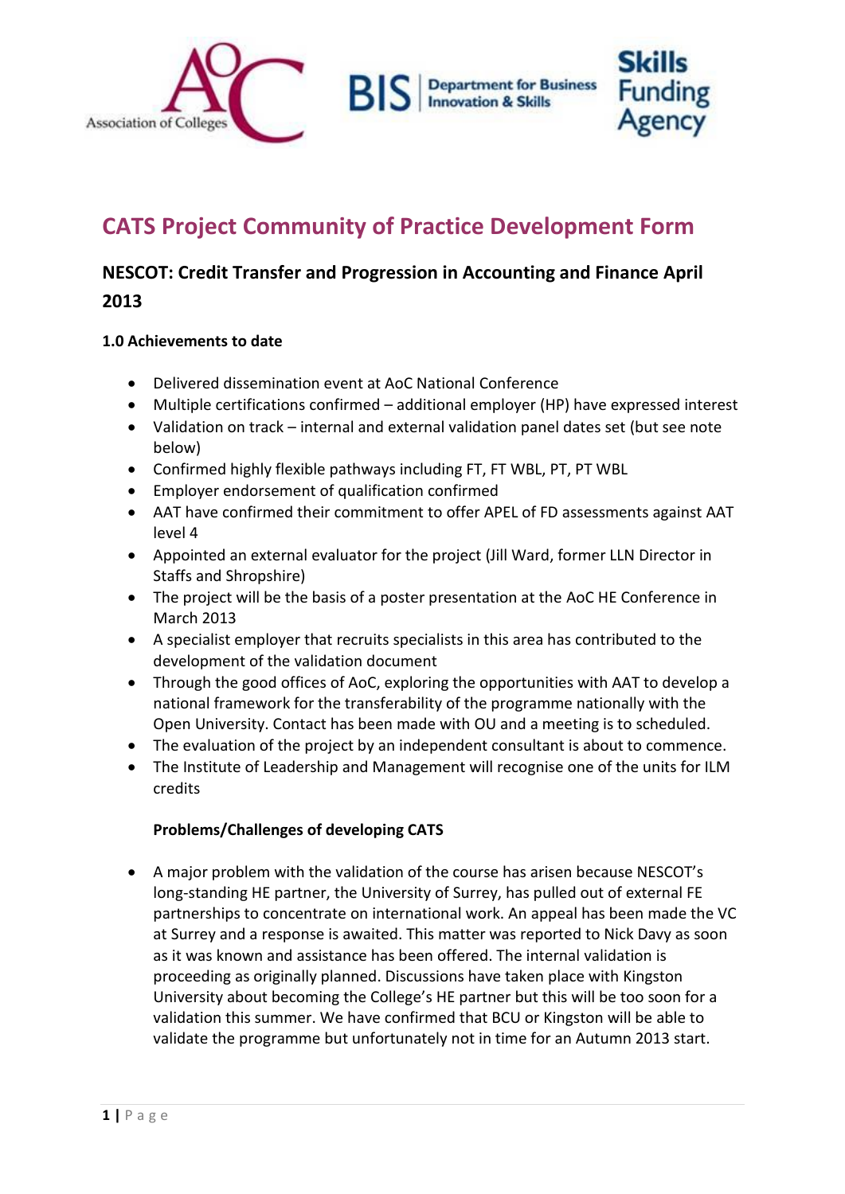# CATS Project Community of Practice Development Form

## NESCOT: Credit Transfer and Progression in Accounting and Finance April 2013

### 1.0 Achievements to date

- Delivered dissemination event at AoC National Conference
- Multiple certifications confirmed – additional employer (HP) have expressed interest
- Validation on track – internal and external validation panel dates set (but see note below)
- Confirmed highly flexible pathways including FT, FT WBL, PT, PT WBL
- Employer endorsement of qualification confirmed
- AAT have confirmed their commitment to offer APEL of FD assessments against AAT level 4
- Appointed an external evaluator for the project (Jill Ward, former LLN Director in Staffs and Shropshire)
- The project will be the basis of a poster presentation at the AoC HE Conference in March 2013
- A specialist employer that recruits specialists in this area has contributed to the development of the validation document
- Through the good offices of AoC, exploring the opportunities with AAT to develop a national framework for the transferability of the programme nationally with the Open University. Contact has been made with OU and a meeting is to scheduled.
- The evaluation of the project by an independent consultant is about to commence.
- The Institute of Leadership and Management will recognise one of the units for ILM credits

**Problems/Challenges of developing CATS**

- A major problem with the validation of the course has arisen because NESCOT's long-standing HE partner, the University of Surrey, has pulled out of external FE partnerships to concentrate on international work. An appeal has been made the VC at Surrey and a response is awaited. This matter was reported to Nick Davy as soon as it was known and assistance has been offered. The internal validation is proceeding as originally planned. Discussions have taken place with Kingston University about becoming the College's HE partner but this will be too soon for a validation this summer. We have confirmed that BCU or Kingston will be able to validate the programme but unfortunately not in time for an Autumn 2013 start.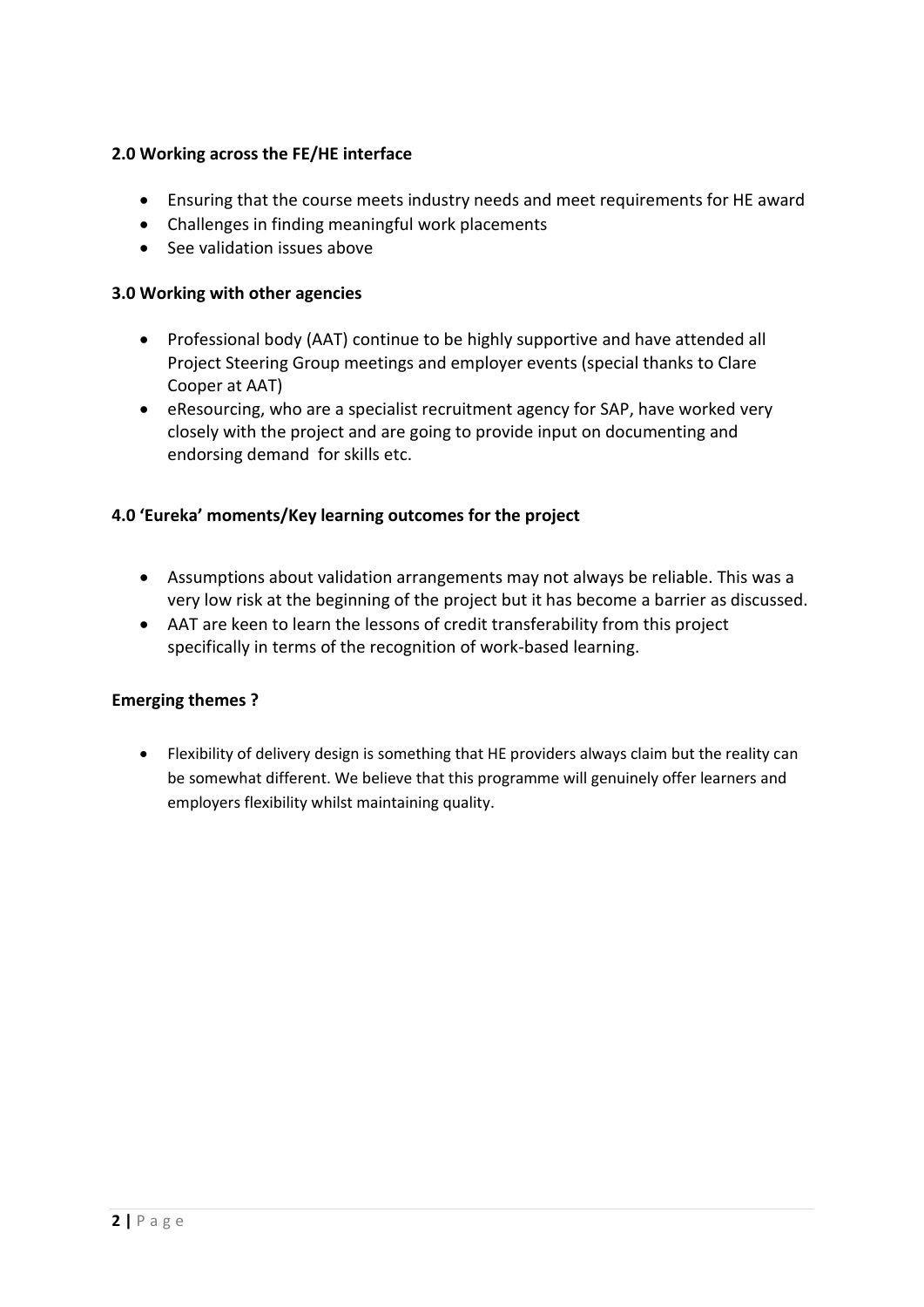**2.0 Working across the FE/HE interface**

- Ensuring that the course meets industry needs and meet requirements for HE award
- Challenges in finding meaningful work placements
- See validation issues above

**3.0 Working with other agencies**

- Professional body (AAT) continue to be highly supportive and have attended all Project Steering Group meetings and employer events (special thanks to Clare Cooper at AAT)
- eResourcing, who are a specialist recruitment agency for SAP, have worked very closely with the project and are going to provide input on documenting and endorsing demand for skills etc.

**4.0 'Eureka' moments/Key learning outcomes for the project**

- Assumptions about validation arrangements may not always be reliable. This was a very low risk at the beginning of the project but it has become a barrier as discussed.
- AAT are keen to learn the lessons of credit transferability from this project specifically in terms of the recognition of work-based learning.

**Emerging themes ?**

- Flexibility of delivery design is something that HE providers always claim but the reality can be somewhat different. We believe that this programme will genuinely offer learners and employers flexibility whilst maintaining quality.